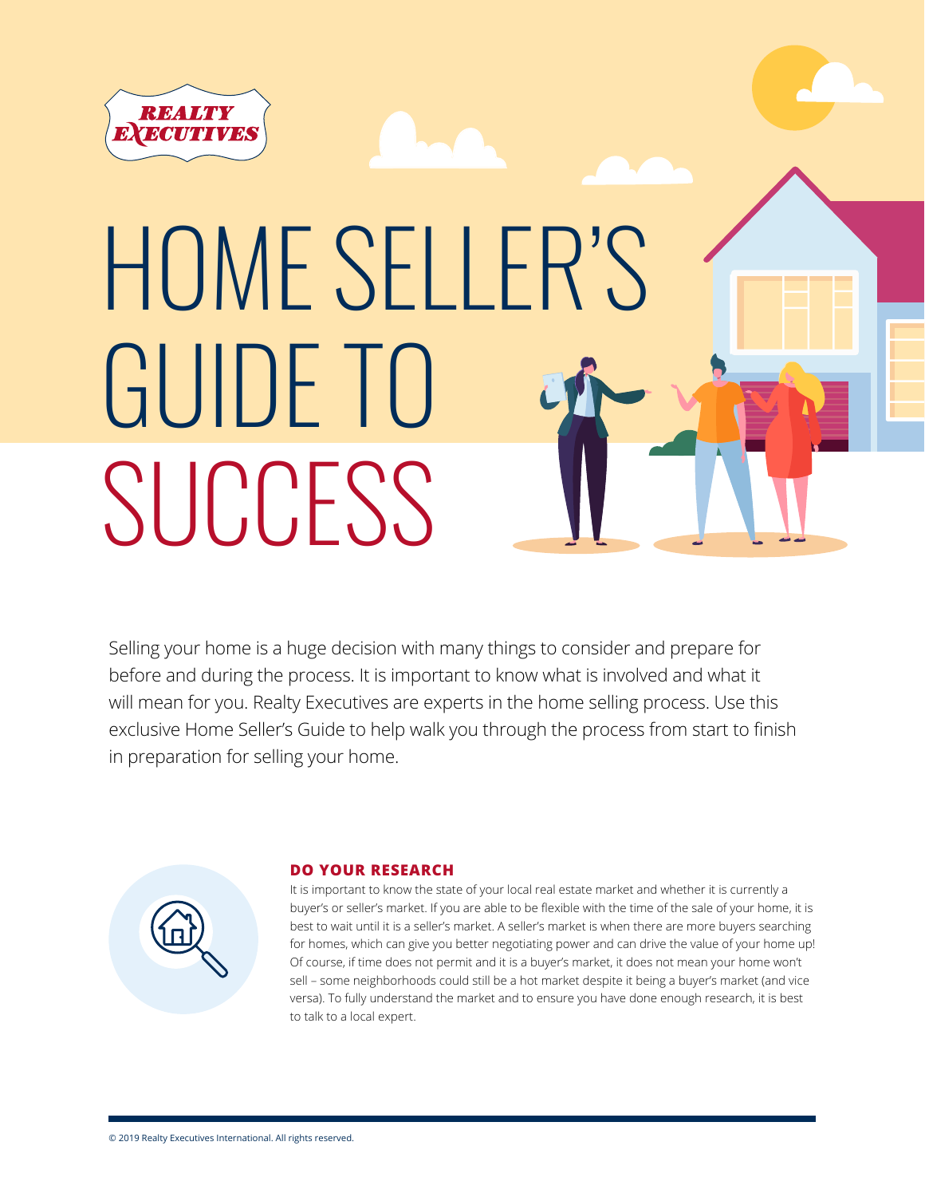# HOME SELLER'S GUIDE TO SUCCESS

Selling your home is a huge decision with many things to consider and prepare for before and during the process. It is important to know what is involved and what it will mean for you. Realty Executives are experts in the home selling process. Use this exclusive Home Seller's Guide to help walk you through the process from start to finish in preparation for selling your home.

## DO YOUR RESEARCH

It is important to know the state of your local real estate market and whether it is currently a buyer's or seller's market. If you are able to be flexible with the time of the sale of your home, it is best to wait until it is a seller's market. A seller's market is when there are more buyers searching for homes, which can give you better negotiating power and can drive the value of your home up! Of course, if time does not permit and it is a buyer's market, it does not mean your home won't sell – some neighborhoods could still be a hot market despite it being a buyer's market (and vice versa). To fully understand the market and to ensure you have done enough research, it is best to talk to a local expert.

© 2019 Realty Executives International. All rights reserved.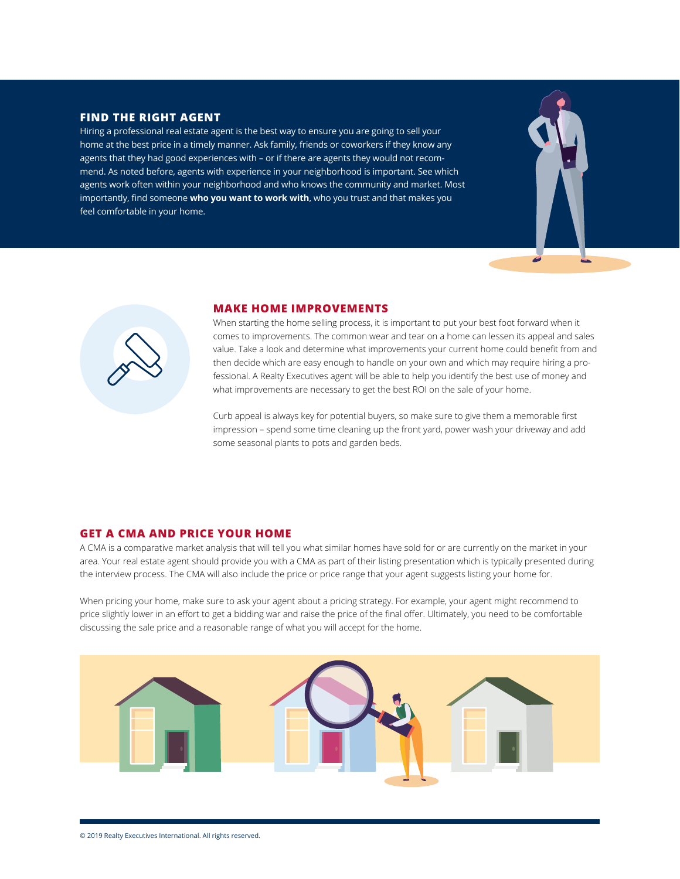## FIND THE RIGHT AGENT

Hiring a professional real estate agent is the best way to ensure you are going to sell your home at the best price in a timely manner. Ask family, friends or coworkers if they know any agents that they had good experiences with – or if there are agents they would not recommend. As noted before, agents with experience in your neighborhood is important. See which agents work often within your neighborhood and who knows the community and market. Most importantly, find someone **who you want to work with**, who you trust and that makes you feel comfortable in your home.

## MAKE HOME IMPROVEMENTS

When starting the home selling process, it is important to put your best foot forward when it comes to improvements. The common wear and tear on a home can lessen its appeal and sales value. Take a look and determine what improvements your current home could benefit from and then decide which are easy enough to handle on your own and which may require hiring a professional. A Realty Executives agent will be able to help you identify the best use of money and what improvements are necessary to get the best ROI on the sale of your home.

Curb appeal is always key for potential buyers, so make sure to give them a memorable first impression – spend some time cleaning up the front yard, power wash your driveway and add some seasonal plants to pots and garden beds.

## GET A CMA AND PRICE YOUR HOME

A CMA is a comparative market analysis that will tell you what similar homes have sold for or are currently on the market in your area. Your real estate agent should provide you with a CMA as part of their listing presentation which is typically presented during the interview process. The CMA will also include the price or price range that your agent suggests listing your home for.

When pricing your home, make sure to ask your agent about a pricing strategy. For example, your agent might recommend to price slightly lower in an effort to get a bidding war and raise the price of the final offer. Ultimately, you need to be comfortable discussing the sale price and a reasonable range of what you will accept for the home.

© 2019 Realty Executives International. All rights reserved.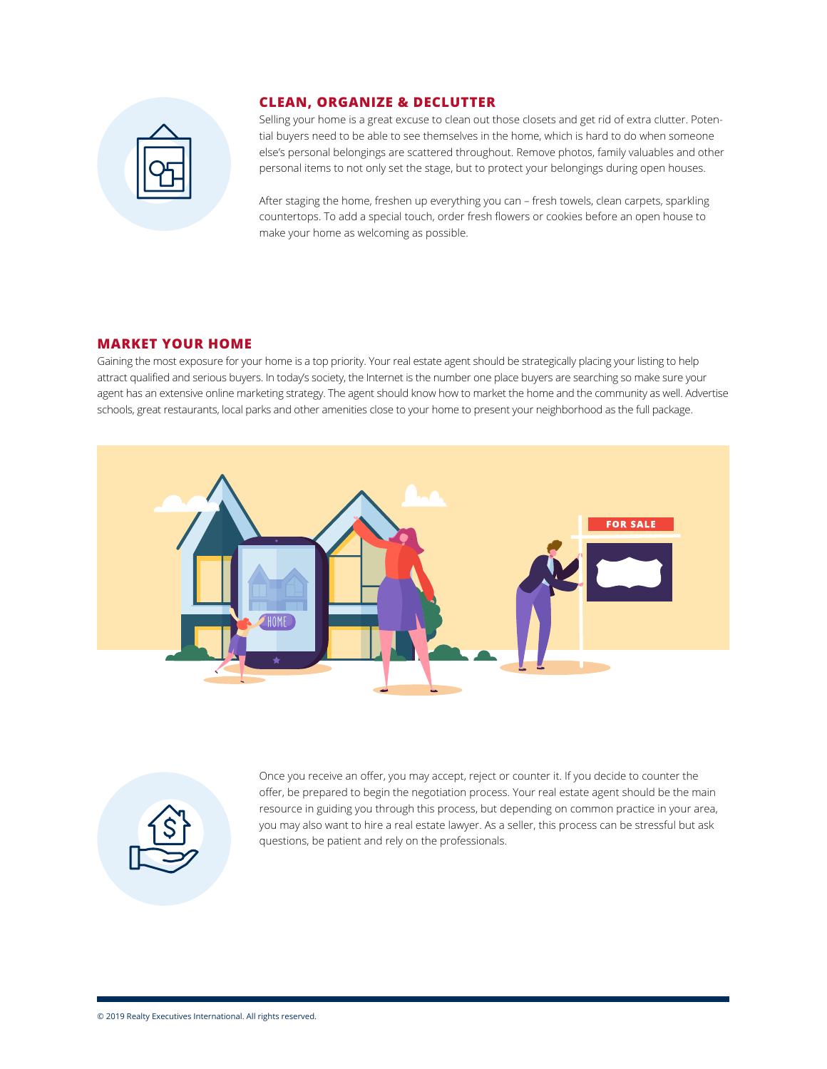## CLEAN, ORGANIZE & DECLUTTER

Selling your home is a great excuse to clean out those closets and get rid of extra clutter. Potential buyers need to be able to see themselves in the home, which is hard to do when someone else's personal belongings are scattered throughout. Remove photos, family valuables and other personal items to not only set the stage, but to protect your belongings during open houses.

After staging the home, freshen up everything you can – fresh towels, clean carpets, sparkling countertops. To add a special touch, order fresh flowers or cookies before an open house to make your home as welcoming as possible.

## MARKET YOUR HOME

Gaining the most exposure for your home is a top priority. Your real estate agent should be strategically placing your listing to help attract qualified and serious buyers. In today's society, the Internet is the number one place buyers are searching so make sure your agent has an extensive online marketing strategy. The agent should know how to market the home and the community as well. Advertise schools, great restaurants, local parks and other amenities close to your home to present your neighborhood as the full package.

Once you receive an offer, you may accept, reject or counter it. If you decide to counter the offer, be prepared to begin the negotiation process. Your real estate agent should be the main resource in guiding you through this process, but depending on common practice in your area, you may also want to hire a real estate lawyer. As a seller, this process can be stressful but ask questions, be patient and rely on the professionals.

© 2019 Realty Executives International. All rights reserved.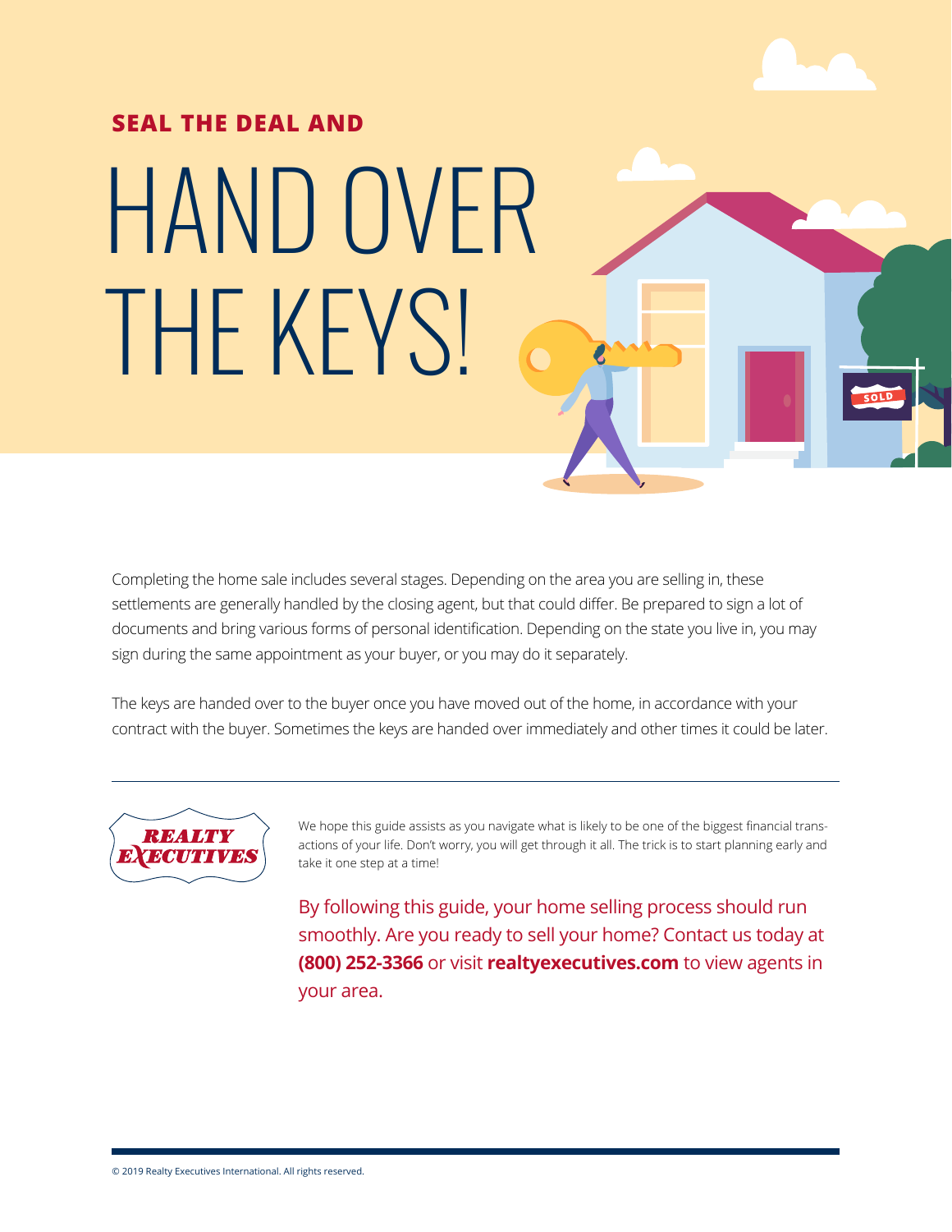**SEAL THE DEAL AND**

# HAND OVER THE KEYS!

Completing the home sale includes several stages. Depending on the area you are selling in, these settlements are generally handled by the closing agent, but that could differ. Be prepared to sign a lot of documents and bring various forms of personal identification. Depending on the state you live in, you may sign during the same appointment as your buyer, or you may do it separately.

The keys are handed over to the buyer once you have moved out of the home, in accordance with your contract with the buyer. Sometimes the keys are handed over immediately and other times it could be later.

---

REALTY EXECUTIVES

We hope this guide assists as you navigate what is likely to be one of the biggest financial transactions of your life. Don't worry, you will get through it all. The trick is to start planning early and take it one step at a time!

By following this guide, your home selling process should run smoothly. Are you ready to sell your home? Contact us today at **(800) 252-3366** or visit **realtyexecutives.com** to view agents in your area.

© 2019 Realty Executives International. All rights reserved.